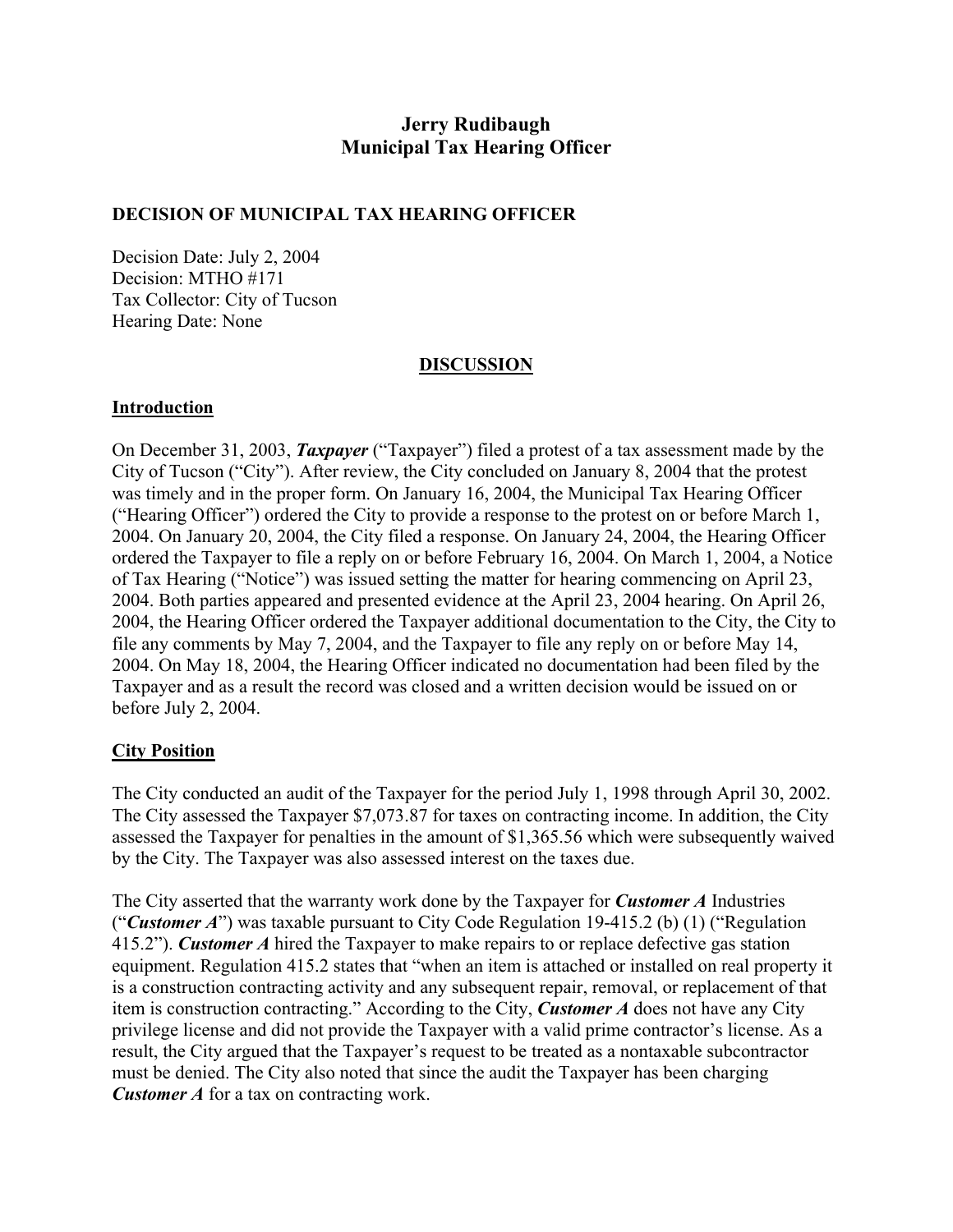**Jerry Rudibaugh**
**Municipal Tax Hearing Officer**

**DECISION OF MUNICIPAL TAX HEARING OFFICER**

Decision Date: July 2, 2004
Decision: MTHO #171
Tax Collector: City of Tucson
Hearing Date: None

## DISCUSSION

### Introduction

On December 31, 2003, ***Taxpayer*** ("Taxpayer") filed a protest of a tax assessment made by the City of Tucson ("City"). After review, the City concluded on January 8, 2004 that the protest was timely and in the proper form. On January 16, 2004, the Municipal Tax Hearing Officer ("Hearing Officer") ordered the City to provide a response to the protest on or before March 1, 2004. On January 20, 2004, the City filed a response. On January 24, 2004, the Hearing Officer ordered the Taxpayer to file a reply on or before February 16, 2004. On March 1, 2004, a Notice of Tax Hearing ("Notice") was issued setting the matter for hearing commencing on April 23, 2004. Both parties appeared and presented evidence at the April 23, 2004 hearing. On April 26, 2004, the Hearing Officer ordered the Taxpayer additional documentation to the City, the City to file any comments by May 7, 2004, and the Taxpayer to file any reply on or before May 14, 2004. On May 18, 2004, the Hearing Officer indicated no documentation had been filed by the Taxpayer and as a result the record was closed and a written decision would be issued on or before July 2, 2004.

### City Position

The City conducted an audit of the Taxpayer for the period July 1, 1998 through April 30, 2002. The City assessed the Taxpayer $7,073.87 for taxes on contracting income. In addition, the City assessed the Taxpayer for penalties in the amount of $1,365.56 which were subsequently waived by the City. The Taxpayer was also assessed interest on the taxes due.

The City asserted that the warranty work done by the Taxpayer for ***Customer A*** Industries ("***Customer A***") was taxable pursuant to City Code Regulation 19-415.2 (b) (1) ("Regulation 415.2"). ***Customer A*** hired the Taxpayer to make repairs to or replace defective gas station equipment. Regulation 415.2 states that "when an item is attached or installed on real property it is a construction contracting activity and any subsequent repair, removal, or replacement of that item is construction contracting." According to the City, ***Customer A*** does not have any City privilege license and did not provide the Taxpayer with a valid prime contractor's license. As a result, the City argued that the Taxpayer's request to be treated as a nontaxable subcontractor must be denied. The City also noted that since the audit the Taxpayer has been charging ***Customer A*** for a tax on contracting work.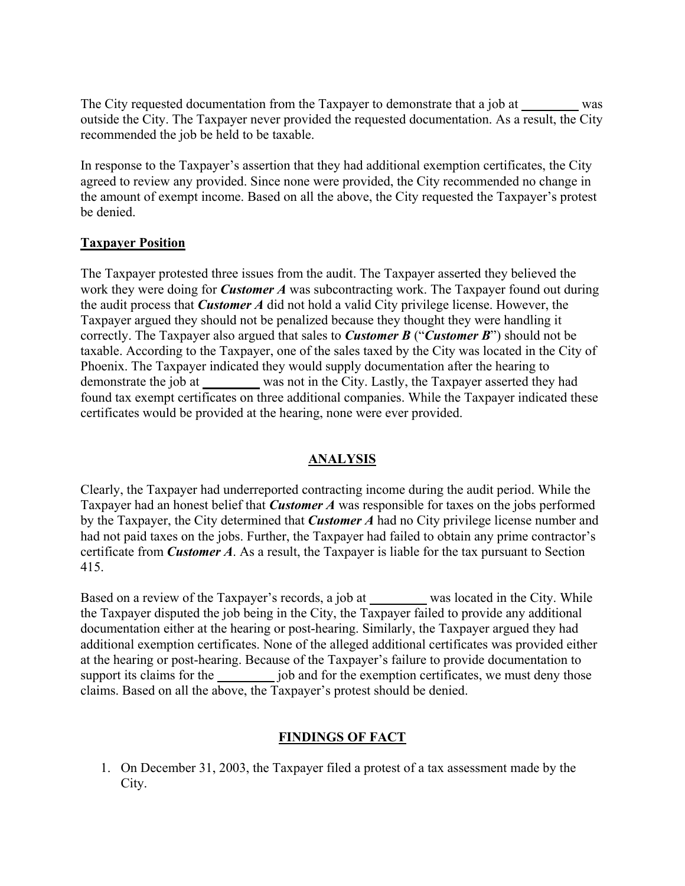The City requested documentation from the Taxpayer to demonstrate that a job at _________ was outside the City. The Taxpayer never provided the requested documentation. As a result, the City recommended the job be held to be taxable.

In response to the Taxpayer's assertion that they had additional exemption certificates, the City agreed to review any provided. Since none were provided, the City recommended no change in the amount of exempt income. Based on all the above, the City requested the Taxpayer's protest be denied.

**Taxpayer Position**

The Taxpayer protested three issues from the audit. The Taxpayer asserted they believed the work they were doing for ***Customer A*** was subcontracting work. The Taxpayer found out during the audit process that ***Customer A*** did not hold a valid City privilege license. However, the Taxpayer argued they should not be penalized because they thought they were handling it correctly. The Taxpayer also argued that sales to ***Customer B*** ("***Customer B***") should not be taxable. According to the Taxpayer, one of the sales taxed by the City was located in the City of Phoenix. The Taxpayer indicated they would supply documentation after the hearing to demonstrate the job at _________ was not in the City. Lastly, the Taxpayer asserted they had found tax exempt certificates on three additional companies. While the Taxpayer indicated these certificates would be provided at the hearing, none were ever provided.

## ANALYSIS

Clearly, the Taxpayer had underreported contracting income during the audit period. While the Taxpayer had an honest belief that ***Customer A*** was responsible for taxes on the jobs performed by the Taxpayer, the City determined that ***Customer A*** had no City privilege license number and had not paid taxes on the jobs. Further, the Taxpayer had failed to obtain any prime contractor's certificate from ***Customer A***. As a result, the Taxpayer is liable for the tax pursuant to Section 415.

Based on a review of the Taxpayer's records, a job at _________ was located in the City. While the Taxpayer disputed the job being in the City, the Taxpayer failed to provide any additional documentation either at the hearing or post-hearing. Similarly, the Taxpayer argued they had additional exemption certificates. None of the alleged additional certificates was provided either at the hearing or post-hearing. Because of the Taxpayer's failure to provide documentation to support its claims for the _________ job and for the exemption certificates, we must deny those claims. Based on all the above, the Taxpayer's protest should be denied.

## FINDINGS OF FACT

1. On December 31, 2003, the Taxpayer filed a protest of a tax assessment made by the City.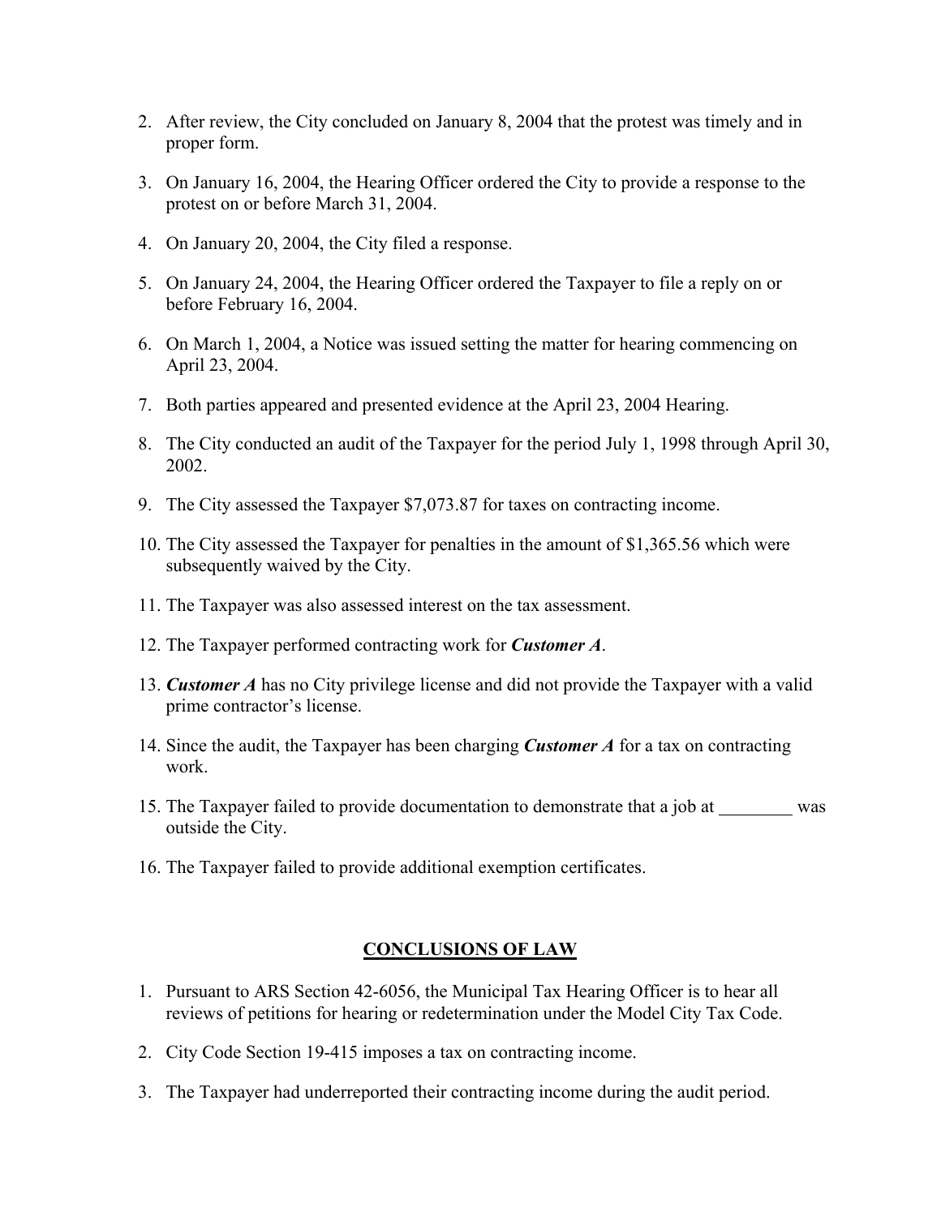2. After review, the City concluded on January 8, 2004 that the protest was timely and in proper form.

3. On January 16, 2004, the Hearing Officer ordered the City to provide a response to the protest on or before March 31, 2004.

4. On January 20, 2004, the City filed a response.

5. On January 24, 2004, the Hearing Officer ordered the Taxpayer to file a reply on or before February 16, 2004.

6. On March 1, 2004, a Notice was issued setting the matter for hearing commencing on April 23, 2004.

7. Both parties appeared and presented evidence at the April 23, 2004 Hearing.

8. The City conducted an audit of the Taxpayer for the period July 1, 1998 through April 30, 2002.

9. The City assessed the Taxpayer $7,073.87 for taxes on contracting income.

10. The City assessed the Taxpayer for penalties in the amount of $1,365.56 which were subsequently waived by the City.

11. The Taxpayer was also assessed interest on the tax assessment.

12. The Taxpayer performed contracting work for ***Customer A***.

13. ***Customer A*** has no City privilege license and did not provide the Taxpayer with a valid prime contractor's license.

14. Since the audit, the Taxpayer has been charging ***Customer A*** for a tax on contracting work.

15. The Taxpayer failed to provide documentation to demonstrate that a job at ________ was outside the City.

16. The Taxpayer failed to provide additional exemption certificates.

## CONCLUSIONS OF LAW

1. Pursuant to ARS Section 42-6056, the Municipal Tax Hearing Officer is to hear all reviews of petitions for hearing or redetermination under the Model City Tax Code.

2. City Code Section 19-415 imposes a tax on contracting income.

3. The Taxpayer had underreported their contracting income during the audit period.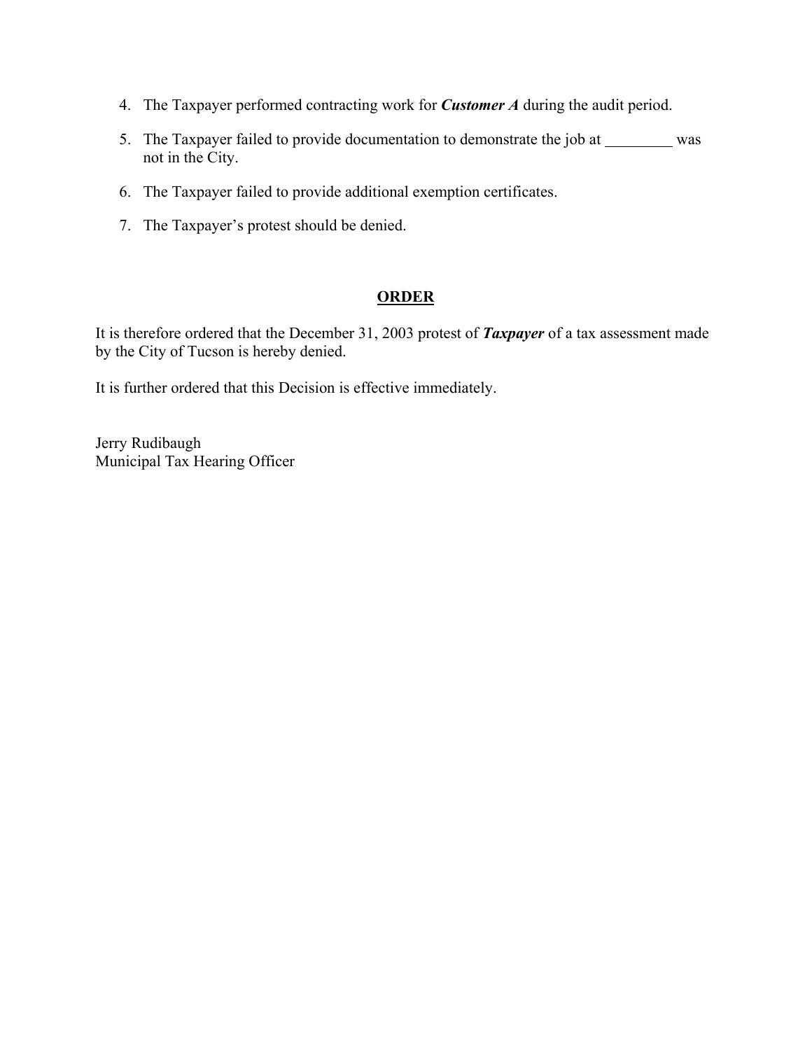4. The Taxpayer performed contracting work for ***Customer A*** during the audit period.
5. The Taxpayer failed to provide documentation to demonstrate the job at _________ was not in the City.
6. The Taxpayer failed to provide additional exemption certificates.
7. The Taxpayer's protest should be denied.

## ORDER

It is therefore ordered that the December 31, 2003 protest of ***Taxpayer*** of a tax assessment made by the City of Tucson is hereby denied.

It is further ordered that this Decision is effective immediately.

Jerry Rudibaugh
Municipal Tax Hearing Officer